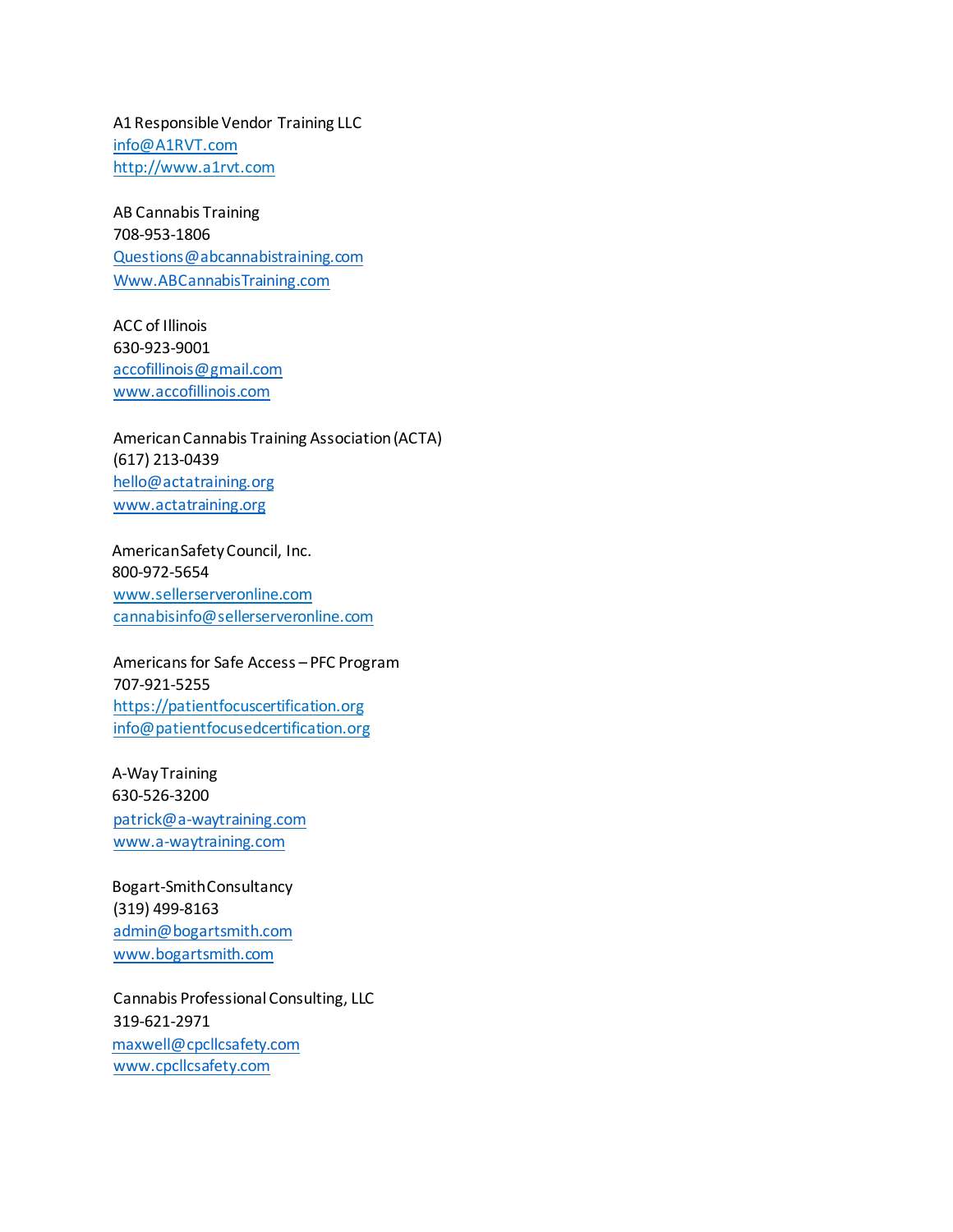A1 Responsible Vendor Training LLC
info@A1RVT.com
http://www.a1rvt.com

AB Cannabis Training
708-953-1806
Questions@abcannabistraining.com
Www.ABCannabisTraining.com

ACC of Illinois
630-923-9001
accofillinois@gmail.com
www.accofillinois.com

American Cannabis Training Association (ACTA)
(617) 213-0439
hello@actatraining.org
www.actatraining.org

American Safety Council, Inc.
800-972-5654
www.sellerserveronline.com
cannabisinfo@sellerserveronline.com

Americans for Safe Access – PFC Program
707-921-5255
https://patientfocuscertification.org
info@patientfocusedcertification.org

A-Way Training
630-526-3200
patrick@a-waytraining.com
www.a-waytraining.com

Bogart-Smith Consultancy
(319) 499-8163
admin@bogartsmith.com
www.bogartsmith.com

Cannabis Professional Consulting, LLC
319-621-2971
maxwell@cpcllcsafety.com
www.cpcllcsafety.com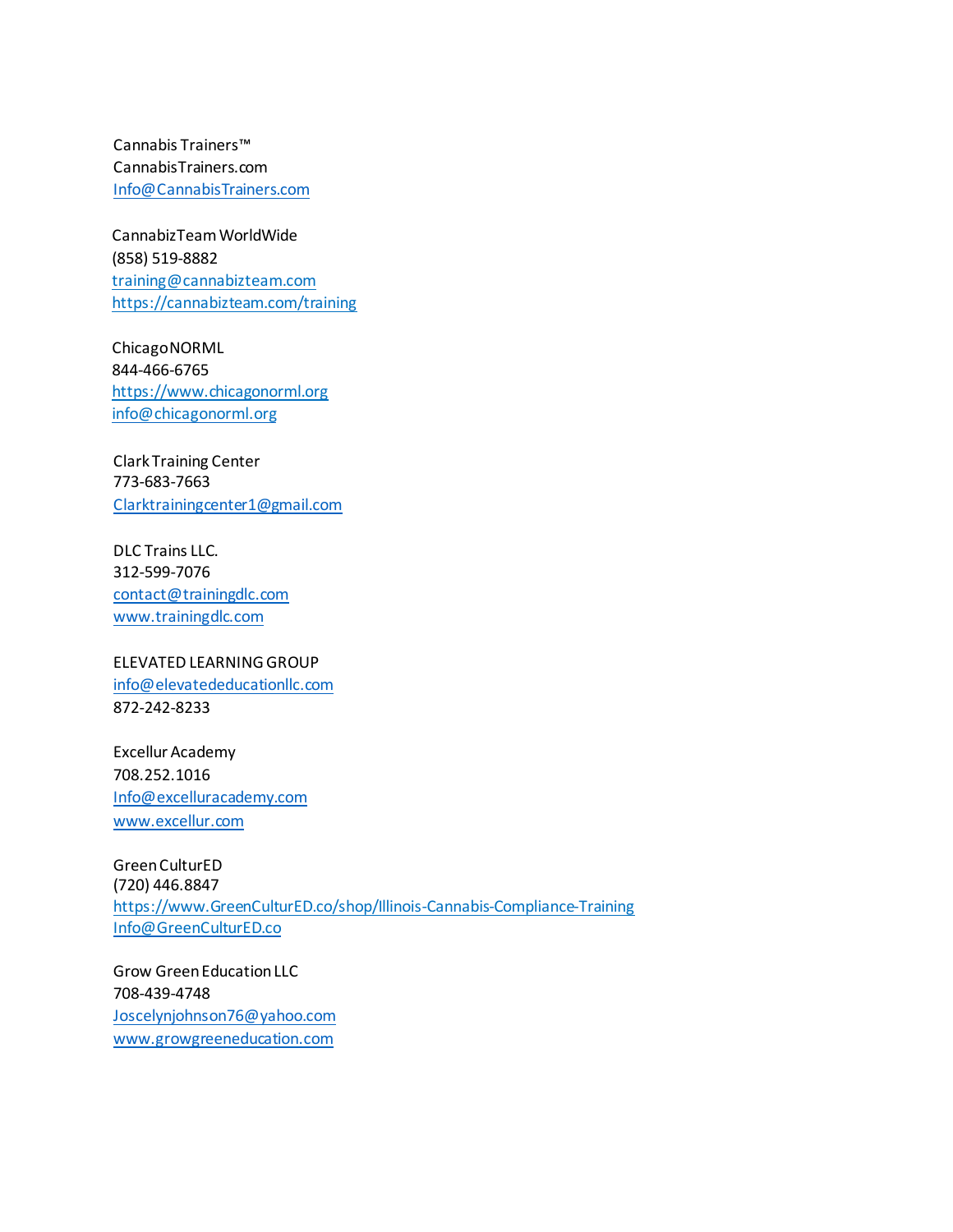Cannabis Trainers™
CannabisTrainers.com
Info@CannabisTrainers.com

CannabizTeam WorldWide
(858) 519-8882
training@cannabizteam.com
https://cannabizteam.com/training

Chicago NORML
844-466-6765
https://www.chicagonorml.org
info@chicagonorml.org

Clark Training Center
773-683-7663
Clarktrainingcenter1@gmail.com

DLC Trains LLC.
312-599-7076
contact@trainingdlc.com
www.trainingdlc.com

ELEVATED LEARNING GROUP
info@elevatededucationllc.com
872-242-8233

Excellur Academy
708.252.1016
Info@excelluracademy.com
www.excellur.com

Green CulturED
(720) 446.8847
https://www.GreenCulturED.co/shop/Illinois-Cannabis-Compliance-Training
Info@GreenCulturED.co

Grow Green Education LLC
708-439-4748
Joscelynjohnson76@yahoo.com
www.growgreeneducation.com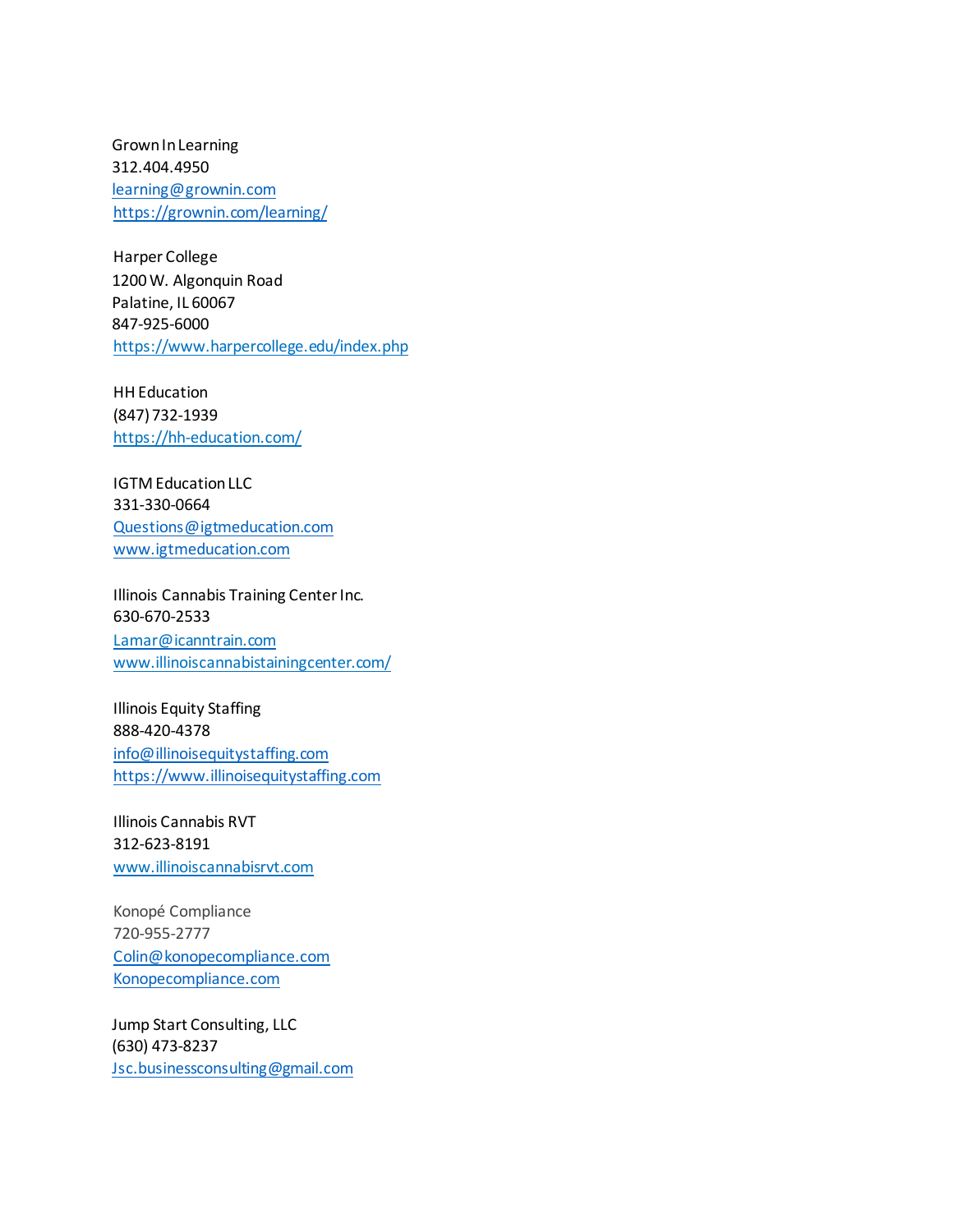Grown In Learning
312.404.4950
learning@grownin.com
https://grownin.com/learning/

Harper College
1200 W. Algonquin Road
Palatine, IL 60067
847-925-6000
https://www.harpercollege.edu/index.php

HH Education
(847) 732-1939
https://hh-education.com/

IGTM Education LLC
331-330-0664
Questions@igtmeducation.com
www.igtmeducation.com

Illinois Cannabis Training Center Inc.
630-670-2533
Lamar@icanntrain.com
www.illinoiscannabistainingcenter.com/

Illinois Equity Staffing
888-420-4378
info@illinoisequitystaffing.com
https://www.illinoisequitystaffing.com

Illinois Cannabis RVT
312-623-8191
www.illinoiscannabisrvt.com

Konopé Compliance
720-955-2777
Colin@konopecompliance.com
Konopecompliance.com

Jump Start Consulting, LLC
(630) 473-8237
Jsc.businessconsulting@gmail.com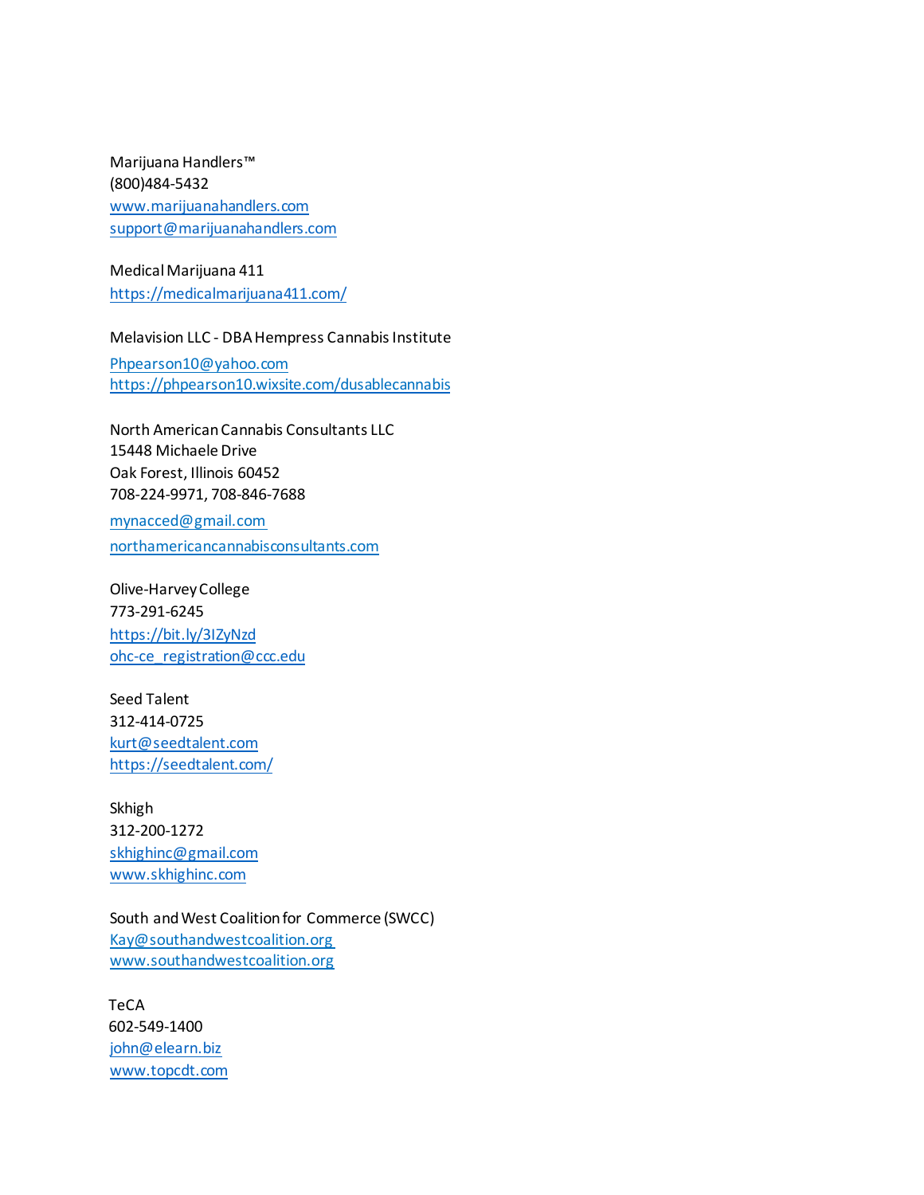Marijuana Handlers™
(800)484-5432
www.marijuanahandlers.com
support@marijuanahandlers.com

Medical Marijuana 411
https://medicalmarijuana411.com/

Melavision LLC - DBA Hempress Cannabis Institute
Phpearson10@yahoo.com
https://phpearson10.wixsite.com/dusablecannabis

North American Cannabis Consultants LLC
15448 Michaele Drive
Oak Forest, Illinois 60452
708-224-9971, 708-846-7688
mynacced@gmail.com
northamericancannabisconsultants.com

Olive-Harvey College
773-291-6245
https://bit.ly/3IZyNzd
ohc-ce_registration@ccc.edu

Seed Talent
312-414-0725
kurt@seedtalent.com
https://seedtalent.com/

Skhigh
312-200-1272
skhighinc@gmail.com
www.skhighinc.com

South and West Coalition for Commerce (SWCC)
Kay@southandwestcoalition.org
www.southandwestcoalition.org

TeCA
602-549-1400
john@elearn.biz
www.topcdt.com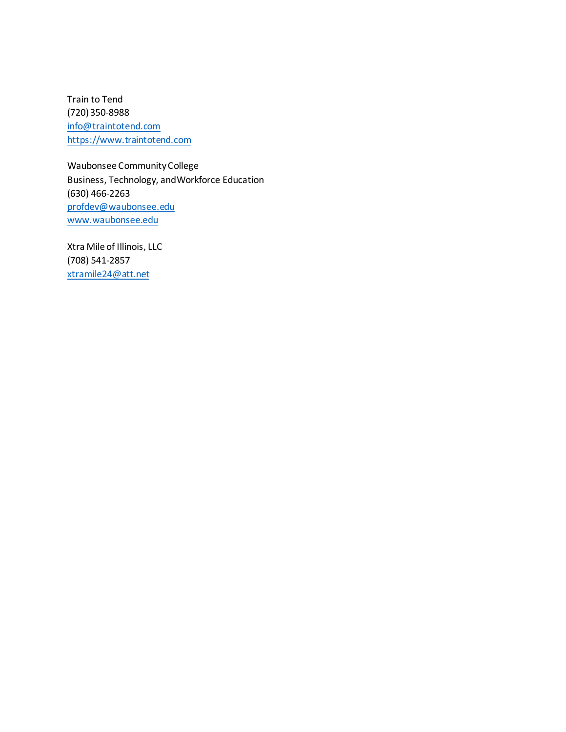Train to Tend
(720) 350-8988
info@traintotend.com
https://www.traintotend.com

Waubonsee Community College
Business, Technology, and Workforce Education
(630) 466-2263
profdev@waubonsee.edu
www.waubonsee.edu

Xtra Mile of Illinois, LLC
(708) 541-2857
xtramile24@att.net